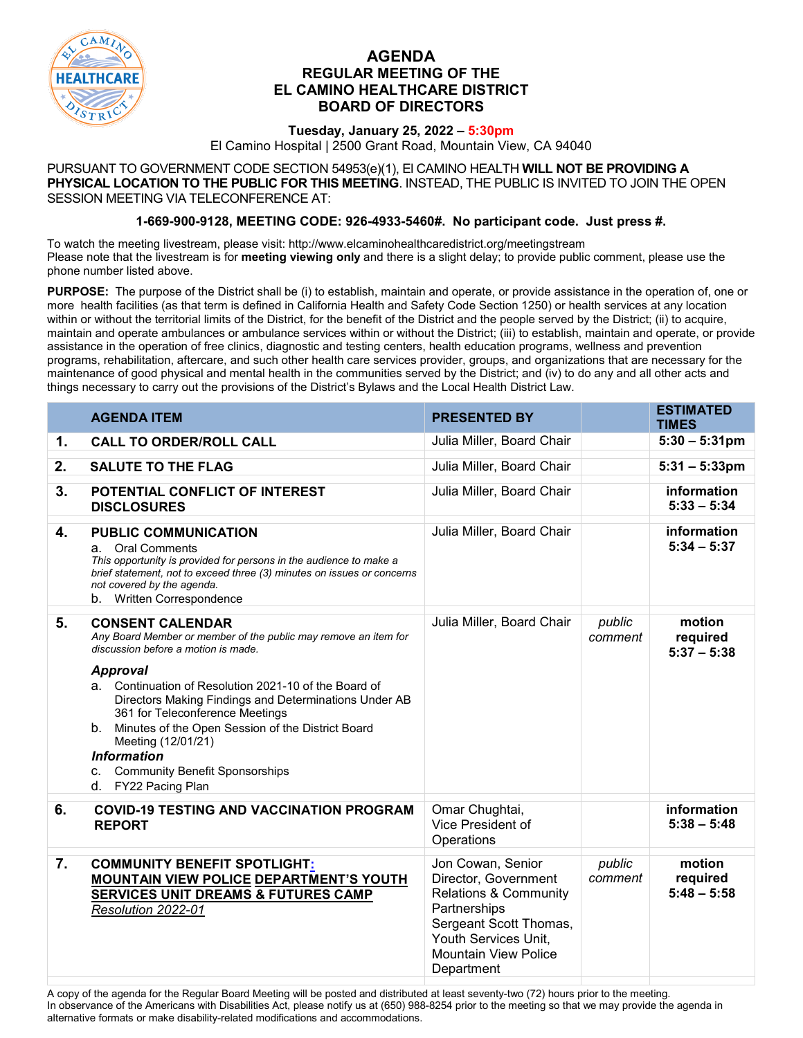# AGENDA
## REGULAR MEETING OF THE EL CAMINO HEALTHCARE DISTRICT BOARD OF DIRECTORS

**Tuesday, January 25, 2022 – 5:30pm**

El Camino Hospital | 2500 Grant Road, Mountain View, CA 94040

PURSUANT TO GOVERNMENT CODE SECTION 54953(e)(1), El CAMINO HEALTH **WILL NOT BE PROVIDING A PHYSICAL LOCATION TO THE PUBLIC FOR THIS MEETING**. INSTEAD, THE PUBLIC IS INVITED TO JOIN THE OPEN SESSION MEETING VIA TELECONFERENCE AT:

**1-669-900-9128, MEETING CODE: 926-4933-5460#. No participant code. Just press #.**

To watch the meeting livestream, please visit: http://www.elcaminohealthcaredistrict.org/meetingstream
Please note that the livestream is for **meeting viewing only** and there is a slight delay; to provide public comment, please use the phone number listed above.

**PURPOSE:** The purpose of the District shall be (i) to establish, maintain and operate, or provide assistance in the operation of, one or more health facilities (as that term is defined in California Health and Safety Code Section 1250) or health services at any location within or without the territorial limits of the District, for the benefit of the District and the people served by the District; (ii) to acquire, maintain and operate ambulances or ambulance services within or without the District; (iii) to establish, maintain and operate, or provide assistance in the operation of free clinics, diagnostic and testing centers, health education programs, wellness and prevention programs, rehabilitation, aftercare, and such other health care services provider, groups, and organizations that are necessary for the maintenance of good physical and mental health in the communities served by the District; and (iv) to do any and all other acts and things necessary to carry out the provisions of the District's Bylaws and the Local Health District Law.

| | AGENDA ITEM | PRESENTED BY | | ESTIMATED TIMES |
|---|---|---|---|---|
| **1.** | **CALL TO ORDER/ROLL CALL** | Julia Miller, Board Chair | | **5:30 – 5:31pm** |
| **2.** | **SALUTE TO THE FLAG** | Julia Miller, Board Chair | | **5:31 – 5:33pm** |
| **3.** | **POTENTIAL CONFLICT OF INTEREST DISCLOSURES** | Julia Miller, Board Chair | | **information 5:33 – 5:34** |
| **4.** | **PUBLIC COMMUNICATION**<br>a. Oral Comments<br>*This opportunity is provided for persons in the audience to make a brief statement, not to exceed three (3) minutes on issues or concerns not covered by the agenda.*<br>b. Written Correspondence | Julia Miller, Board Chair | | **information 5:34 – 5:37** |
| **5.** | **CONSENT CALENDAR**<br>*Any Board Member or member of the public may remove an item for discussion before a motion is made.*<br>***Approval***<br>a. Continuation of Resolution 2021-10 of the Board of Directors Making Findings and Determinations Under AB 361 for Teleconference Meetings<br>b. Minutes of the Open Session of the District Board Meeting (12/01/21)<br>***Information***<br>c. Community Benefit Sponsorships<br>d. FY22 Pacing Plan | Julia Miller, Board Chair | *public comment* | **motion required 5:37 – 5:38** |
| **6.** | **COVID-19 TESTING AND VACCINATION PROGRAM REPORT** | Omar Chughtai, Vice President of Operations | | **information 5:38 – 5:48** |
| **7.** | **COMMUNITY BENEFIT SPOTLIGHT: MOUNTAIN VIEW POLICE DEPARTMENT'S YOUTH SERVICES UNIT DREAMS & FUTURES CAMP**<br>*Resolution 2022-01* | Jon Cowan, Senior Director, Government Relations & Community Partnerships<br>Sergeant Scott Thomas, Youth Services Unit, Mountain View Police Department | *public comment* | **motion required 5:48 – 5:58** |

A copy of the agenda for the Regular Board Meeting will be posted and distributed at least seventy-two (72) hours prior to the meeting.
In observance of the Americans with Disabilities Act, please notify us at (650) 988-8254 prior to the meeting so that we may provide the agenda in alternative formats or make disability-related modifications and accommodations.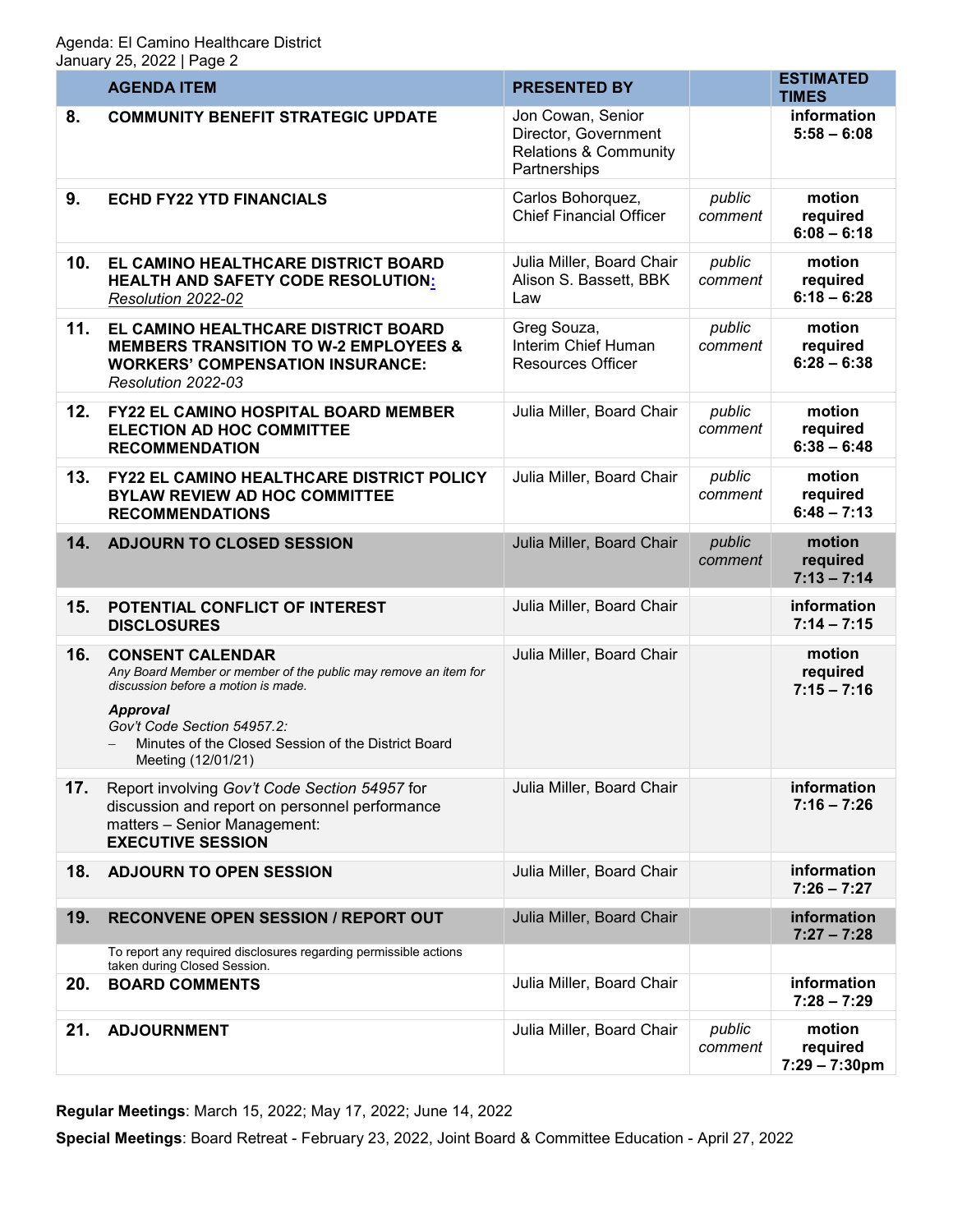| | AGENDA ITEM | PRESENTED BY | | ESTIMATED TIMES |
|---|---|---|---|---|
| 8. | **COMMUNITY BENEFIT STRATEGIC UPDATE** | Jon Cowan, Senior Director, Government Relations & Community Partnerships | | **information 5:58 – 6:08** |
| 9. | **ECHD FY22 YTD FINANCIALS** | Carlos Bohorquez, Chief Financial Officer | *public comment* | **motion required 6:08 – 6:18** |
| 10. | **EL CAMINO HEALTHCARE DISTRICT BOARD HEALTH AND SAFETY CODE RESOLUTION:** *Resolution 2022-02* | Julia Miller, Board Chair Alison S. Bassett, BBK Law | *public comment* | **motion required 6:18 – 6:28** |
| 11. | **EL CAMINO HEALTHCARE DISTRICT BOARD MEMBERS TRANSITION TO W-2 EMPLOYEES & WORKERS' COMPENSATION INSURANCE:** *Resolution 2022-03* | Greg Souza, Interim Chief Human Resources Officer | *public comment* | **motion required 6:28 – 6:38** |
| 12. | **FY22 EL CAMINO HOSPITAL BOARD MEMBER ELECTION AD HOC COMMITTEE RECOMMENDATION** | Julia Miller, Board Chair | *public comment* | **motion required 6:38 – 6:48** |
| 13. | **FY22 EL CAMINO HEALTHCARE DISTRICT POLICY BYLAW REVIEW AD HOC COMMITTEE RECOMMENDATIONS** | Julia Miller, Board Chair | *public comment* | **motion required 6:48 – 7:13** |
| 14. | **ADJOURN TO CLOSED SESSION** | Julia Miller, Board Chair | *public comment* | **motion required 7:13 – 7:14** |
| 15. | **POTENTIAL CONFLICT OF INTEREST DISCLOSURES** | Julia Miller, Board Chair | | **information 7:14 – 7:15** |
| 16. | **CONSENT CALENDAR** *Any Board Member or member of the public may remove an item for discussion before a motion is made.* ***Approval*** *Gov't Code Section 54957.2:* – Minutes of the Closed Session of the District Board Meeting (12/01/21) | Julia Miller, Board Chair | | **motion required 7:15 – 7:16** |
| 17. | Report involving *Gov't Code Section 54957* for discussion and report on personnel performance matters – Senior Management: **EXECUTIVE SESSION** | Julia Miller, Board Chair | | **information 7:16 – 7:26** |
| 18. | **ADJOURN TO OPEN SESSION** | Julia Miller, Board Chair | | **information 7:26 – 7:27** |
| 19. | **RECONVENE OPEN SESSION / REPORT OUT** | Julia Miller, Board Chair | | **information 7:27 – 7:28** |
| | To report any required disclosures regarding permissible actions taken during Closed Session. | | | |
| 20. | **BOARD COMMENTS** | Julia Miller, Board Chair | | **information 7:28 – 7:29** |
| 21. | **ADJOURNMENT** | Julia Miller, Board Chair | *public comment* | **motion required 7:29 – 7:30pm** |

**Regular Meetings**: March 15, 2022; May 17, 2022; June 14, 2022

**Special Meetings**: Board Retreat - February 23, 2022, Joint Board & Committee Education - April 27, 2022